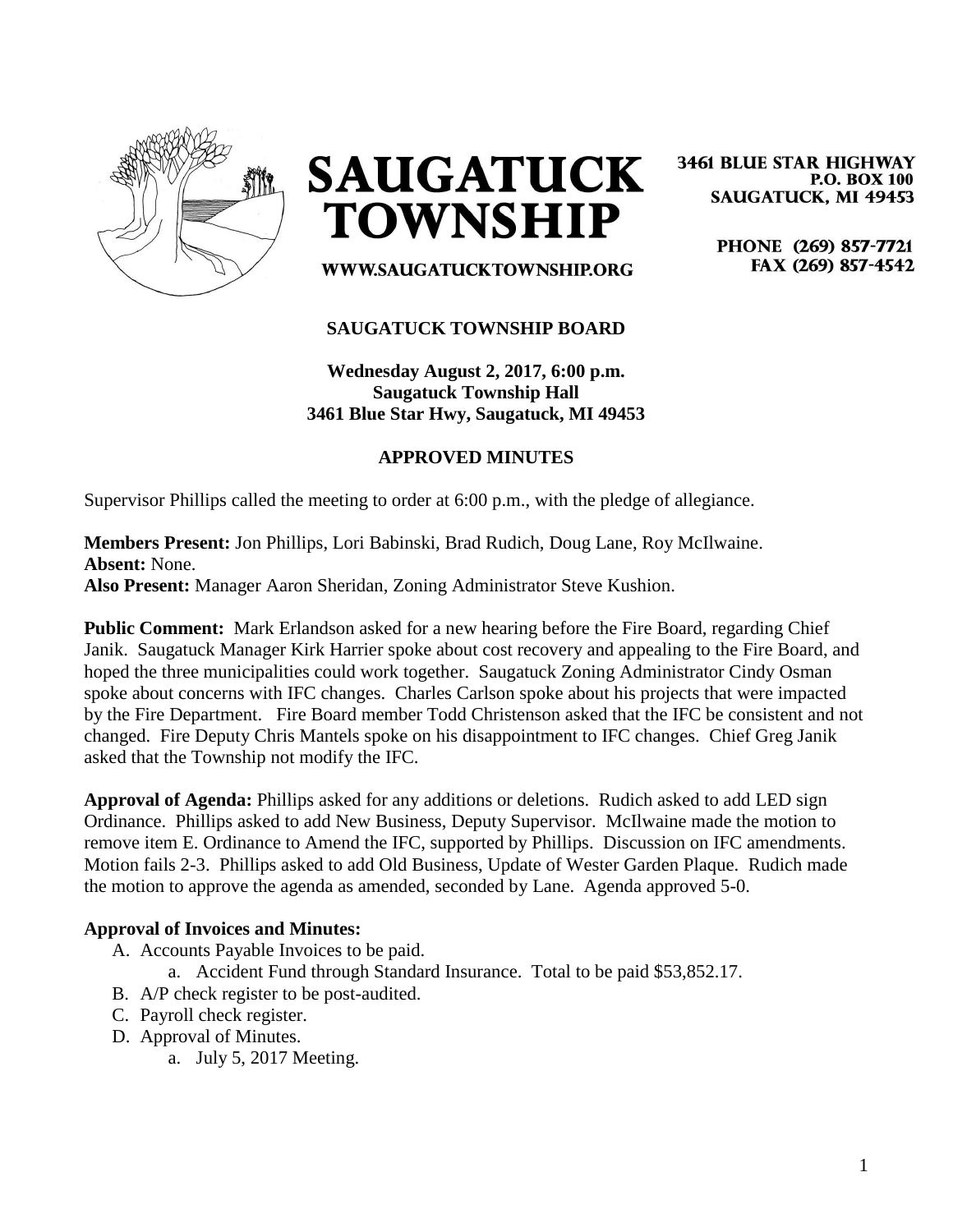# SAUGATUCK TOWNSHIP

WWW.SAUGATUCKTOWNSHIP.ORG

3461 BLUE STAR HIGHWAY
P.O. BOX 100
SAUGATUCK, MI 49453

PHONE (269) 857-7721
FAX (269) 857-4542

## SAUGATUCK TOWNSHIP BOARD

**Wednesday August 2, 2017, 6:00 p.m.**
**Saugatuck Township Hall**
**3461 Blue Star Hwy, Saugatuck, MI 49453**

### APPROVED MINUTES

Supervisor Phillips called the meeting to order at 6:00 p.m., with the pledge of allegiance.

**Members Present:** Jon Phillips, Lori Babinski, Brad Rudich, Doug Lane, Roy McIlwaine.
**Absent:** None.
**Also Present:** Manager Aaron Sheridan, Zoning Administrator Steve Kushion.

**Public Comment:** Mark Erlandson asked for a new hearing before the Fire Board, regarding Chief Janik. Saugatuck Manager Kirk Harrier spoke about cost recovery and appealing to the Fire Board, and hoped the three municipalities could work together. Saugatuck Zoning Administrator Cindy Osman spoke about concerns with IFC changes. Charles Carlson spoke about his projects that were impacted by the Fire Department. Fire Board member Todd Christenson asked that the IFC be consistent and not changed. Fire Deputy Chris Mantels spoke on his disappointment to IFC changes. Chief Greg Janik asked that the Township not modify the IFC.

**Approval of Agenda:** Phillips asked for any additions or deletions. Rudich asked to add LED sign Ordinance. Phillips asked to add New Business, Deputy Supervisor. McIlwaine made the motion to remove item E. Ordinance to Amend the IFC, supported by Phillips. Discussion on IFC amendments. Motion fails 2-3. Phillips asked to add Old Business, Update of Wester Garden Plaque. Rudich made the motion to approve the agenda as amended, seconded by Lane. Agenda approved 5-0.

**Approval of Invoices and Minutes:**

A. Accounts Payable Invoices to be paid.
   a. Accident Fund through Standard Insurance. Total to be paid $53,852.17.
B. A/P check register to be post-audited.
C. Payroll check register.
D. Approval of Minutes.
   a. July 5, 2017 Meeting.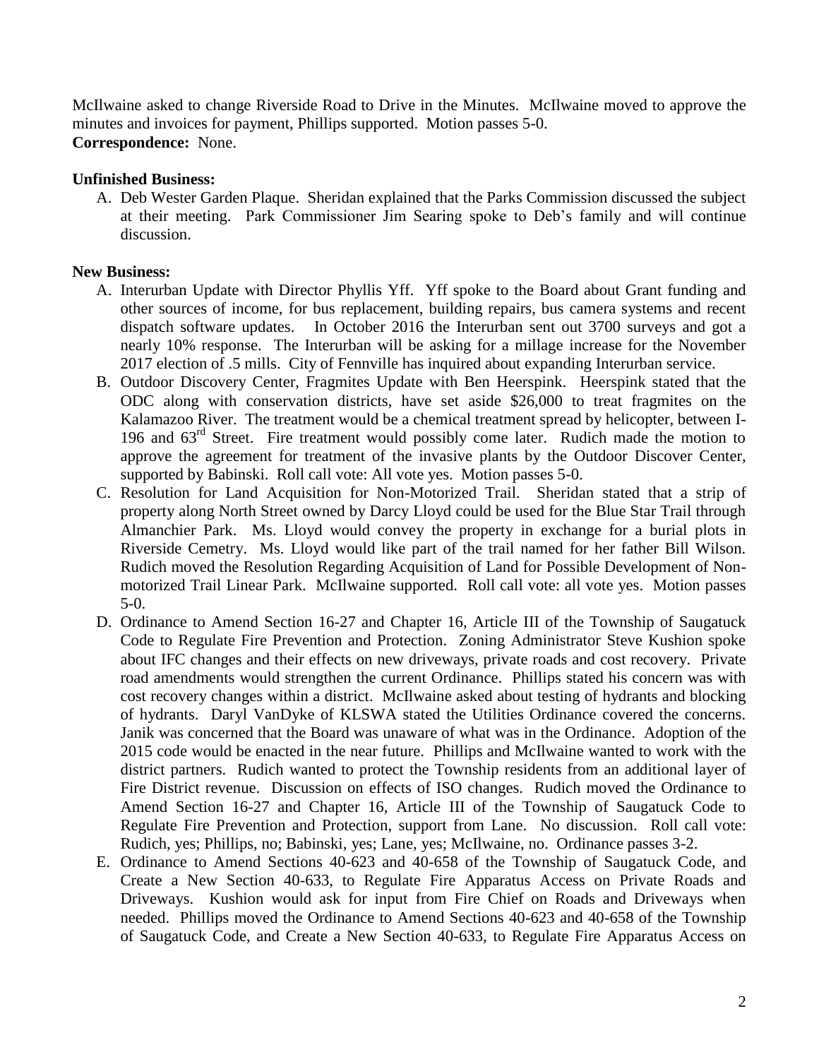McIlwaine asked to change Riverside Road to Drive in the Minutes. McIlwaine moved to approve the minutes and invoices for payment, Phillips supported. Motion passes 5-0.

**Correspondence:** None.

**Unfinished Business:**

A. Deb Wester Garden Plaque. Sheridan explained that the Parks Commission discussed the subject at their meeting. Park Commissioner Jim Searing spoke to Deb's family and will continue discussion.

**New Business:**

A. Interurban Update with Director Phyllis Yff. Yff spoke to the Board about Grant funding and other sources of income, for bus replacement, building repairs, bus camera systems and recent dispatch software updates. In October 2016 the Interurban sent out 3700 surveys and got a nearly 10% response. The Interurban will be asking for a millage increase for the November 2017 election of .5 mills. City of Fennville has inquired about expanding Interurban service.

B. Outdoor Discovery Center, Fragmites Update with Ben Heerspink. Heerspink stated that the ODC along with conservation districts, have set aside $26,000 to treat fragmites on the Kalamazoo River. The treatment would be a chemical treatment spread by helicopter, between I-196 and 63rd Street. Fire treatment would possibly come later. Rudich made the motion to approve the agreement for treatment of the invasive plants by the Outdoor Discover Center, supported by Babinski. Roll call vote: All vote yes. Motion passes 5-0.

C. Resolution for Land Acquisition for Non-Motorized Trail. Sheridan stated that a strip of property along North Street owned by Darcy Lloyd could be used for the Blue Star Trail through Almanchier Park. Ms. Lloyd would convey the property in exchange for a burial plots in Riverside Cemetry. Ms. Lloyd would like part of the trail named for her father Bill Wilson. Rudich moved the Resolution Regarding Acquisition of Land for Possible Development of Non-motorized Trail Linear Park. McIlwaine supported. Roll call vote: all vote yes. Motion passes 5-0.

D. Ordinance to Amend Section 16-27 and Chapter 16, Article III of the Township of Saugatuck Code to Regulate Fire Prevention and Protection. Zoning Administrator Steve Kushion spoke about IFC changes and their effects on new driveways, private roads and cost recovery. Private road amendments would strengthen the current Ordinance. Phillips stated his concern was with cost recovery changes within a district. McIlwaine asked about testing of hydrants and blocking of hydrants. Daryl VanDyke of KLSWA stated the Utilities Ordinance covered the concerns. Janik was concerned that the Board was unaware of what was in the Ordinance. Adoption of the 2015 code would be enacted in the near future. Phillips and McIlwaine wanted to work with the district partners. Rudich wanted to protect the Township residents from an additional layer of Fire District revenue. Discussion on effects of ISO changes. Rudich moved the Ordinance to Amend Section 16-27 and Chapter 16, Article III of the Township of Saugatuck Code to Regulate Fire Prevention and Protection, support from Lane. No discussion. Roll call vote: Rudich, yes; Phillips, no; Babinski, yes; Lane, yes; McIlwaine, no. Ordinance passes 3-2.

E. Ordinance to Amend Sections 40-623 and 40-658 of the Township of Saugatuck Code, and Create a New Section 40-633, to Regulate Fire Apparatus Access on Private Roads and Driveways. Kushion would ask for input from Fire Chief on Roads and Driveways when needed. Phillips moved the Ordinance to Amend Sections 40-623 and 40-658 of the Township of Saugatuck Code, and Create a New Section 40-633, to Regulate Fire Apparatus Access on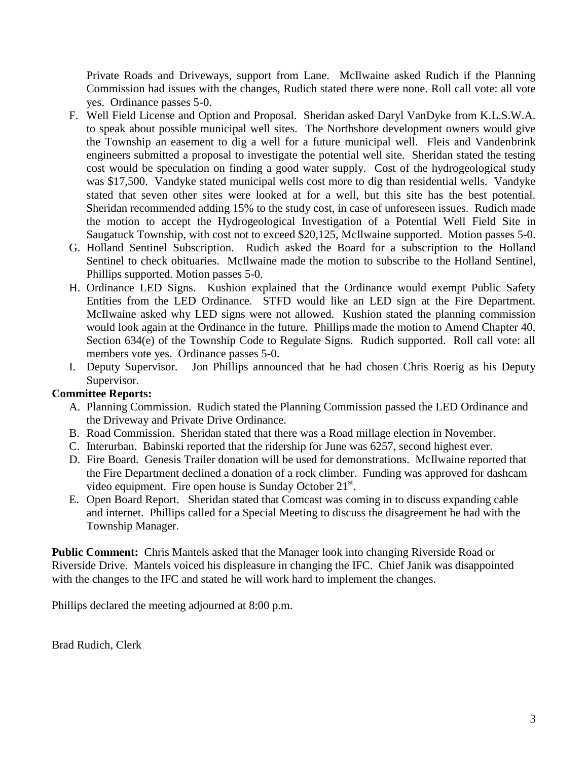Private Roads and Driveways, support from Lane. McIlwaine asked Rudich if the Planning Commission had issues with the changes, Rudich stated there were none. Roll call vote: all vote yes. Ordinance passes 5-0.

F. Well Field License and Option and Proposal. Sheridan asked Daryl VanDyke from K.L.S.W.A. to speak about possible municipal well sites. The Northshore development owners would give the Township an easement to dig a well for a future municipal well. Fleis and Vandenbrink engineers submitted a proposal to investigate the potential well site. Sheridan stated the testing cost would be speculation on finding a good water supply. Cost of the hydrogeological study was $17,500. Vandyke stated municipal wells cost more to dig than residential wells. Vandyke stated that seven other sites were looked at for a well, but this site has the best potential. Sheridan recommended adding 15% to the study cost, in case of unforeseen issues. Rudich made the motion to accept the Hydrogeological Investigation of a Potential Well Field Site in Saugatuck Township, with cost not to exceed $20,125, McIlwaine supported. Motion passes 5-0.
G. Holland Sentinel Subscription. Rudich asked the Board for a subscription to the Holland Sentinel to check obituaries. McIlwaine made the motion to subscribe to the Holland Sentinel, Phillips supported. Motion passes 5-0.
H. Ordinance LED Signs. Kushion explained that the Ordinance would exempt Public Safety Entities from the LED Ordinance. STFD would like an LED sign at the Fire Department. McIlwaine asked why LED signs were not allowed. Kushion stated the planning commission would look again at the Ordinance in the future. Phillips made the motion to Amend Chapter 40, Section 634(e) of the Township Code to Regulate Signs. Rudich supported. Roll call vote: all members vote yes. Ordinance passes 5-0.
I. Deputy Supervisor. Jon Phillips announced that he had chosen Chris Roerig as his Deputy Supervisor.

**Committee Reports:**

A. Planning Commission. Rudich stated the Planning Commission passed the LED Ordinance and the Driveway and Private Drive Ordinance.
B. Road Commission. Sheridan stated that there was a Road millage election in November.
C. Interurban. Babinski reported that the ridership for June was 6257, second highest ever.
D. Fire Board. Genesis Trailer donation will be used for demonstrations. McIlwaine reported that the Fire Department declined a donation of a rock climber. Funding was approved for dashcam video equipment. Fire open house is Sunday October 21st.
E. Open Board Report. Sheridan stated that Comcast was coming in to discuss expanding cable and internet. Phillips called for a Special Meeting to discuss the disagreement he had with the Township Manager.

**Public Comment:** Chris Mantels asked that the Manager look into changing Riverside Road or Riverside Drive. Mantels voiced his displeasure in changing the IFC. Chief Janik was disappointed with the changes to the IFC and stated he will work hard to implement the changes.

Phillips declared the meeting adjourned at 8:00 p.m.

Brad Rudich, Clerk